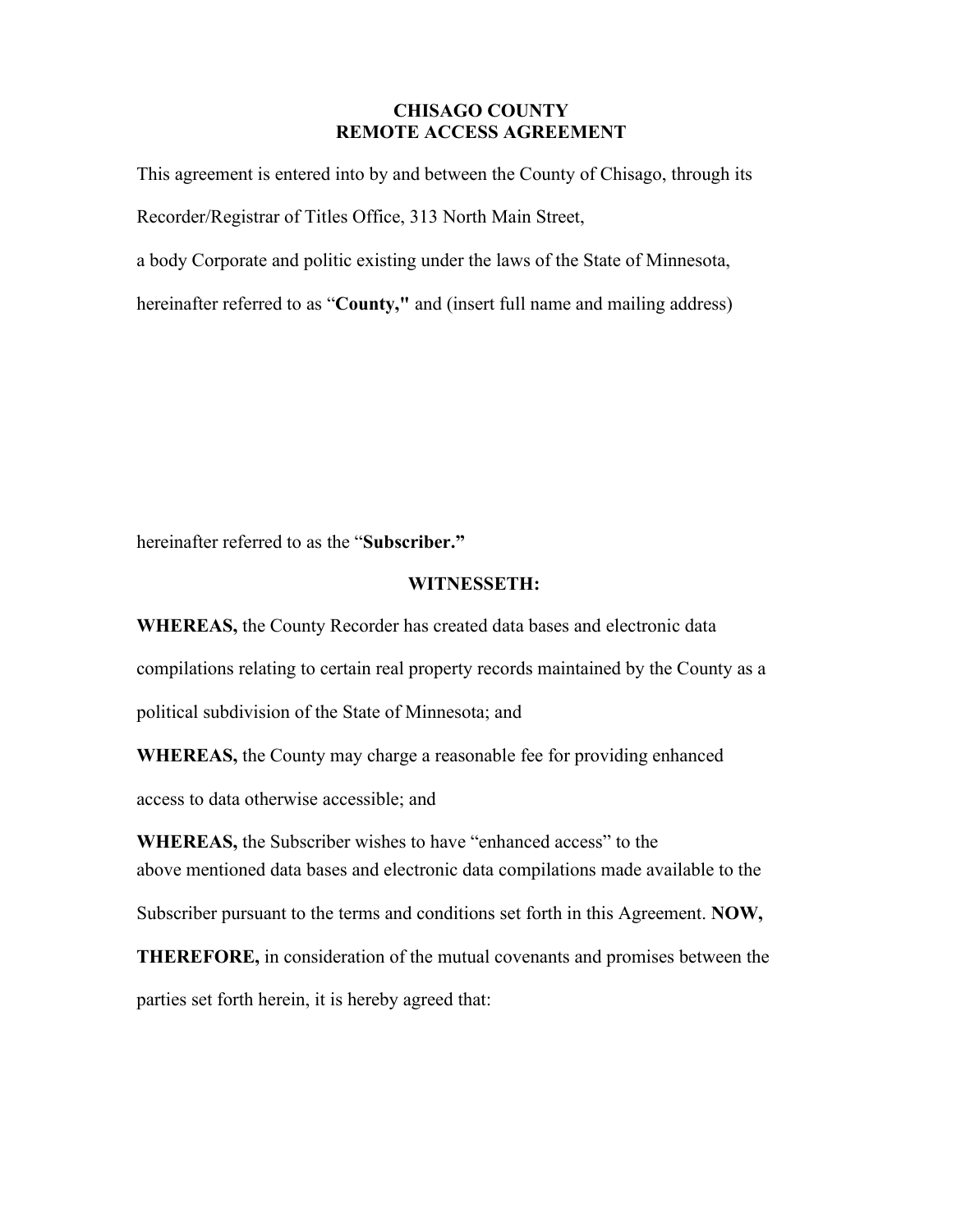# CHISAGO COUNTY
# REMOTE ACCESS AGREEMENT

This agreement is entered into by and between the County of Chisago, through its Recorder/Registrar of Titles Office, 313 North Main Street, a body Corporate and politic existing under the laws of the State of Minnesota, hereinafter referred to as "**County,"** and (insert full name and mailing address)

hereinafter referred to as the "**Subscriber."**

**WITNESSETH:**

**WHEREAS,** the County Recorder has created data bases and electronic data compilations relating to certain real property records maintained by the County as a political subdivision of the State of Minnesota; and

**WHEREAS,** the County may charge a reasonable fee for providing enhanced access to data otherwise accessible; and

**WHEREAS,** the Subscriber wishes to have "enhanced access" to the above mentioned data bases and electronic data compilations made available to the Subscriber pursuant to the terms and conditions set forth in this Agreement. **NOW, THEREFORE,** in consideration of the mutual covenants and promises between the parties set forth herein, it is hereby agreed that: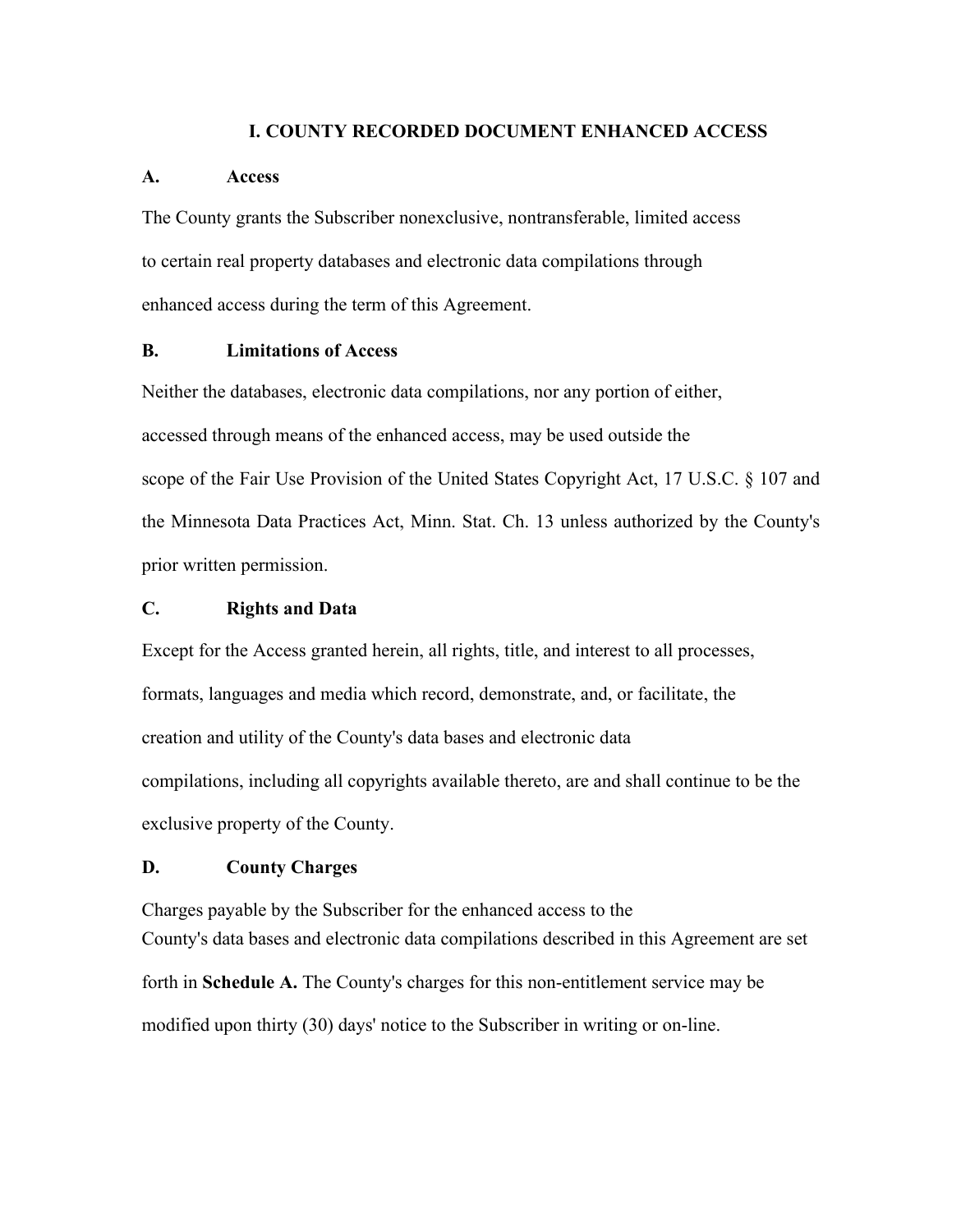# I. COUNTY RECORDED DOCUMENT ENHANCED ACCESS

**A. Access**

The County grants the Subscriber nonexclusive, nontransferable, limited access to certain real property databases and electronic data compilations through enhanced access during the term of this Agreement.

**B. Limitations of Access**

Neither the databases, electronic data compilations, nor any portion of either, accessed through means of the enhanced access, may be used outside the scope of the Fair Use Provision of the United States Copyright Act, 17 U.S.C. § 107 and the Minnesota Data Practices Act, Minn. Stat. Ch. 13 unless authorized by the County's prior written permission.

**C. Rights and Data**

Except for the Access granted herein, all rights, title, and interest to all processes, formats, languages and media which record, demonstrate, and, or facilitate, the creation and utility of the County's data bases and electronic data compilations, including all copyrights available thereto, are and shall continue to be the exclusive property of the County.

**D. County Charges**

Charges payable by the Subscriber for the enhanced access to the County's data bases and electronic data compilations described in this Agreement are set forth in **Schedule A.** The County's charges for this non-entitlement service may be modified upon thirty (30) days' notice to the Subscriber in writing or on-line.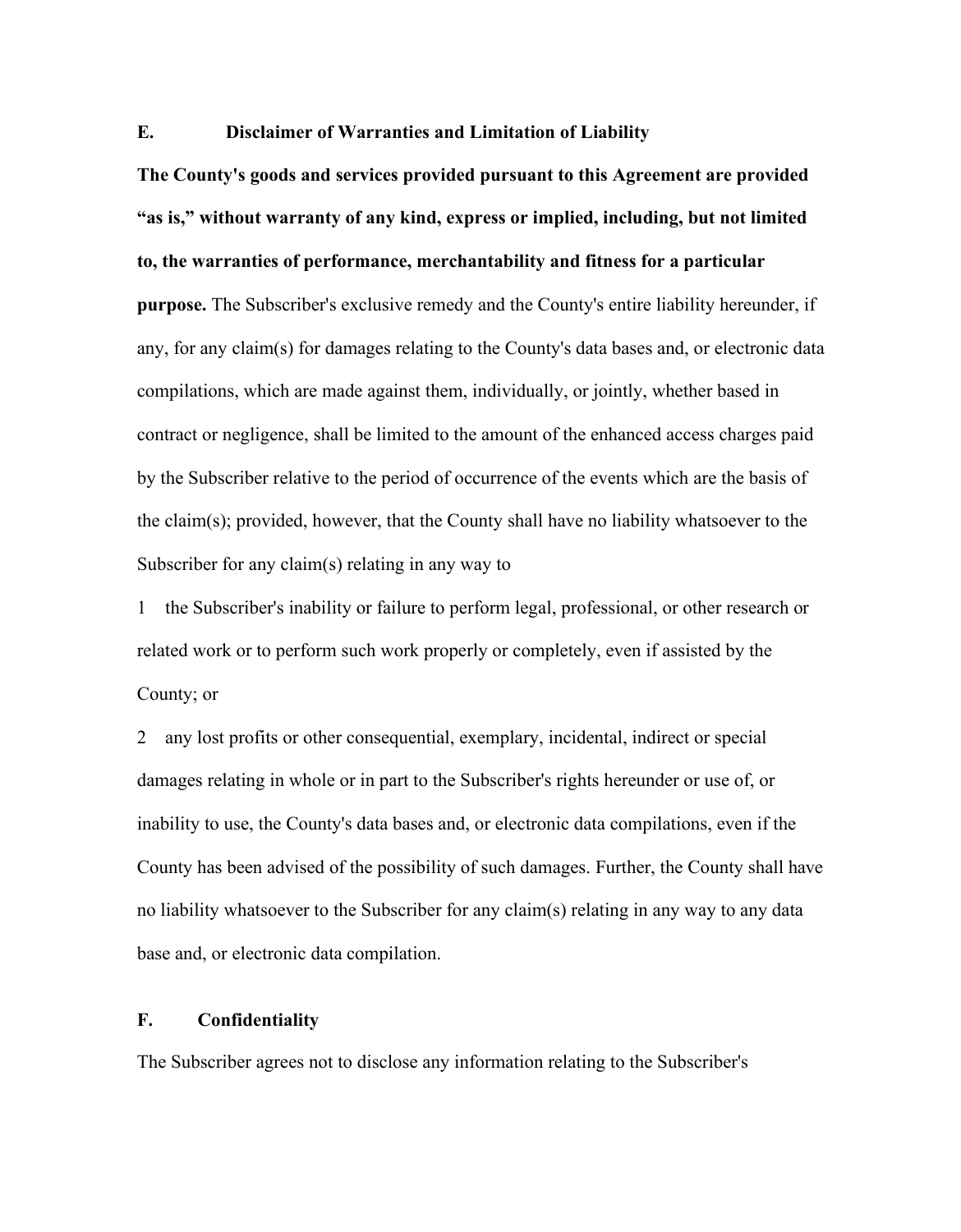### E. Disclaimer of Warranties and Limitation of Liability

**The County's goods and services provided pursuant to this Agreement are provided "as is," without warranty of any kind, express or implied, including, but not limited to, the warranties of performance, merchantability and fitness for a particular purpose.** The Subscriber's exclusive remedy and the County's entire liability hereunder, if any, for any claim(s) for damages relating to the County's data bases and, or electronic data compilations, which are made against them, individually, or jointly, whether based in contract or negligence, shall be limited to the amount of the enhanced access charges paid by the Subscriber relative to the period of occurrence of the events which are the basis of the claim(s); provided, however, that the County shall have no liability whatsoever to the Subscriber for any claim(s) relating in any way to

1 the Subscriber's inability or failure to perform legal, professional, or other research or related work or to perform such work properly or completely, even if assisted by the County; or

2 any lost profits or other consequential, exemplary, incidental, indirect or special damages relating in whole or in part to the Subscriber's rights hereunder or use of, or inability to use, the County's data bases and, or electronic data compilations, even if the County has been advised of the possibility of such damages. Further, the County shall have no liability whatsoever to the Subscriber for any claim(s) relating in any way to any data base and, or electronic data compilation.

### F. Confidentiality

The Subscriber agrees not to disclose any information relating to the Subscriber's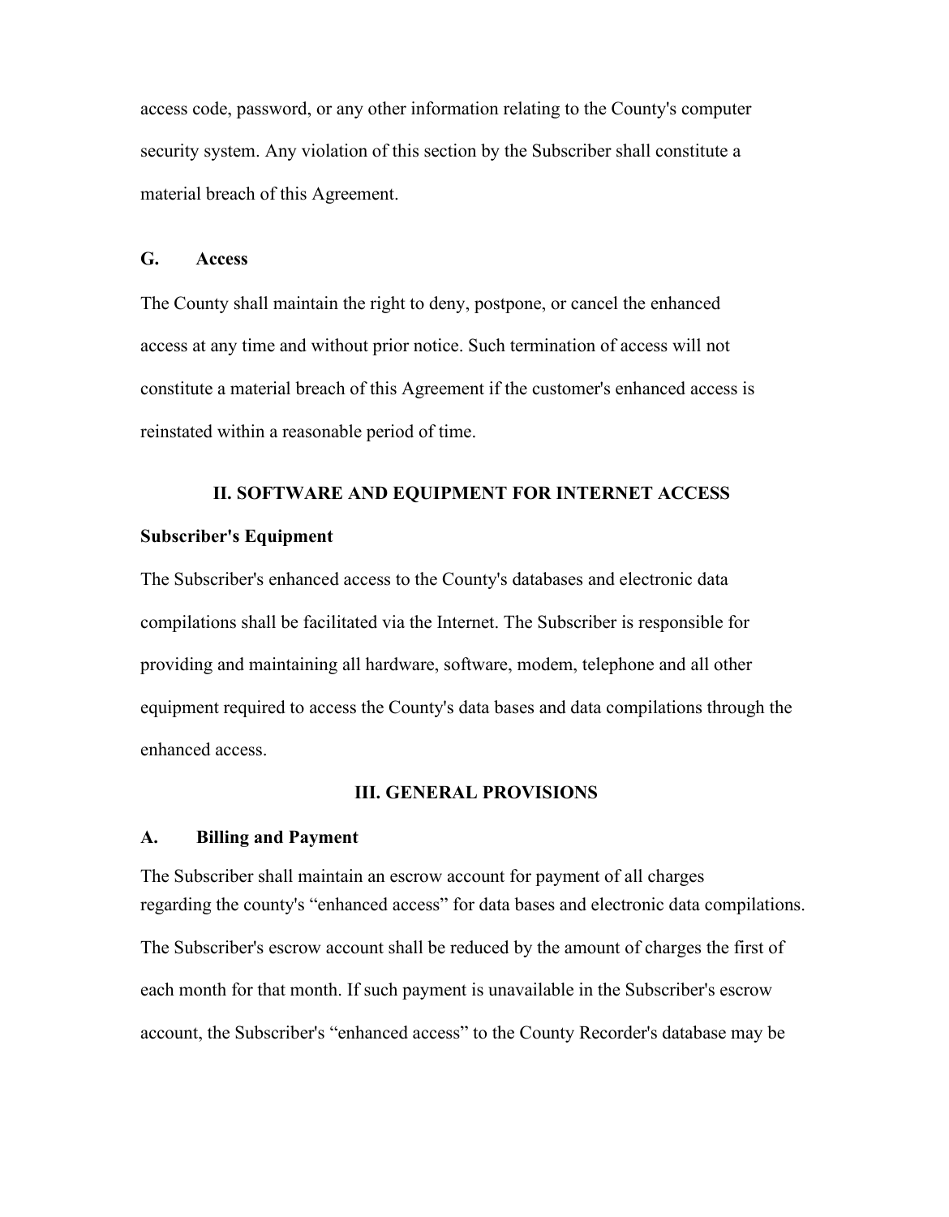access code, password, or any other information relating to the County's computer security system. Any violation of this section by the Subscriber shall constitute a material breach of this Agreement.

### G. Access

The County shall maintain the right to deny, postpone, or cancel the enhanced access at any time and without prior notice. Such termination of access will not constitute a material breach of this Agreement if the customer's enhanced access is reinstated within a reasonable period of time.

## II. SOFTWARE AND EQUIPMENT FOR INTERNET ACCESS

### Subscriber's Equipment

The Subscriber's enhanced access to the County's databases and electronic data compilations shall be facilitated via the Internet. The Subscriber is responsible for providing and maintaining all hardware, software, modem, telephone and all other equipment required to access the County's data bases and data compilations through the enhanced access.

## III. GENERAL PROVISIONS

### A. Billing and Payment

The Subscriber shall maintain an escrow account for payment of all charges regarding the county's "enhanced access" for data bases and electronic data compilations. The Subscriber's escrow account shall be reduced by the amount of charges the first of each month for that month. If such payment is unavailable in the Subscriber's escrow account, the Subscriber's "enhanced access" to the County Recorder's database may be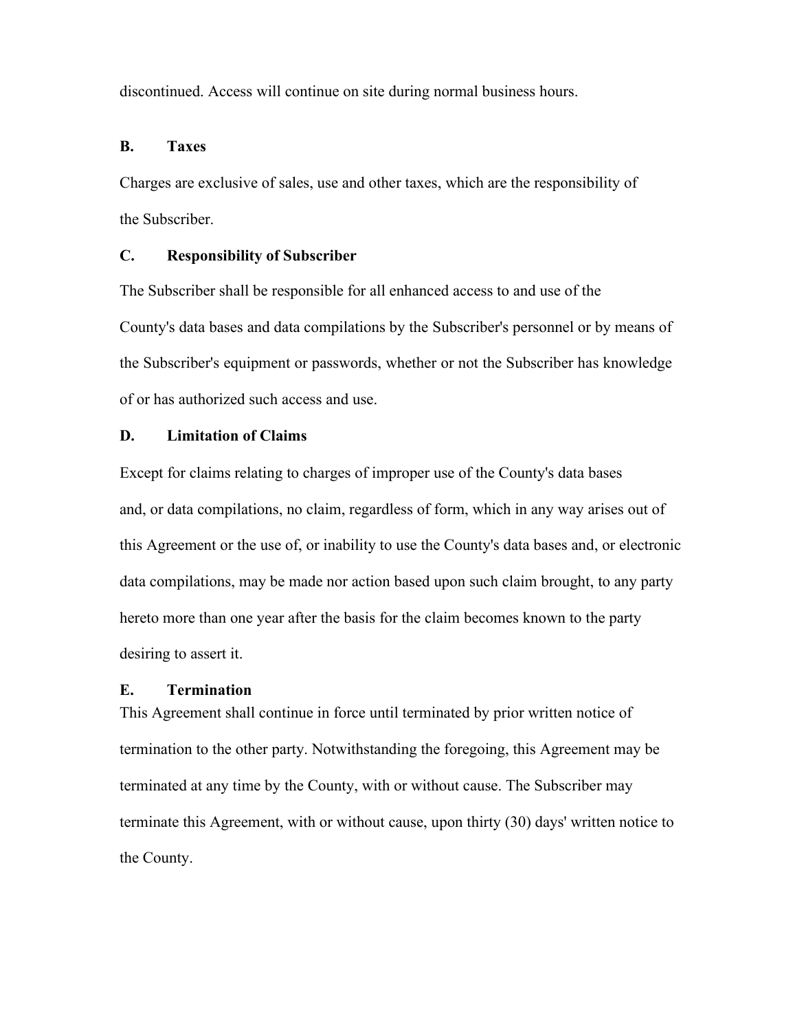discontinued. Access will continue on site during normal business hours.

**B. Taxes**

Charges are exclusive of sales, use and other taxes, which are the responsibility of the Subscriber.

**C. Responsibility of Subscriber**

The Subscriber shall be responsible for all enhanced access to and use of the County's data bases and data compilations by the Subscriber's personnel or by means of the Subscriber's equipment or passwords, whether or not the Subscriber has knowledge of or has authorized such access and use.

**D. Limitation of Claims**

Except for claims relating to charges of improper use of the County's data bases and, or data compilations, no claim, regardless of form, which in any way arises out of this Agreement or the use of, or inability to use the County's data bases and, or electronic data compilations, may be made nor action based upon such claim brought, to any party hereto more than one year after the basis for the claim becomes known to the party desiring to assert it.

**E. Termination**

This Agreement shall continue in force until terminated by prior written notice of termination to the other party. Notwithstanding the foregoing, this Agreement may be terminated at any time by the County, with or without cause. The Subscriber may terminate this Agreement, with or without cause, upon thirty (30) days' written notice to the County.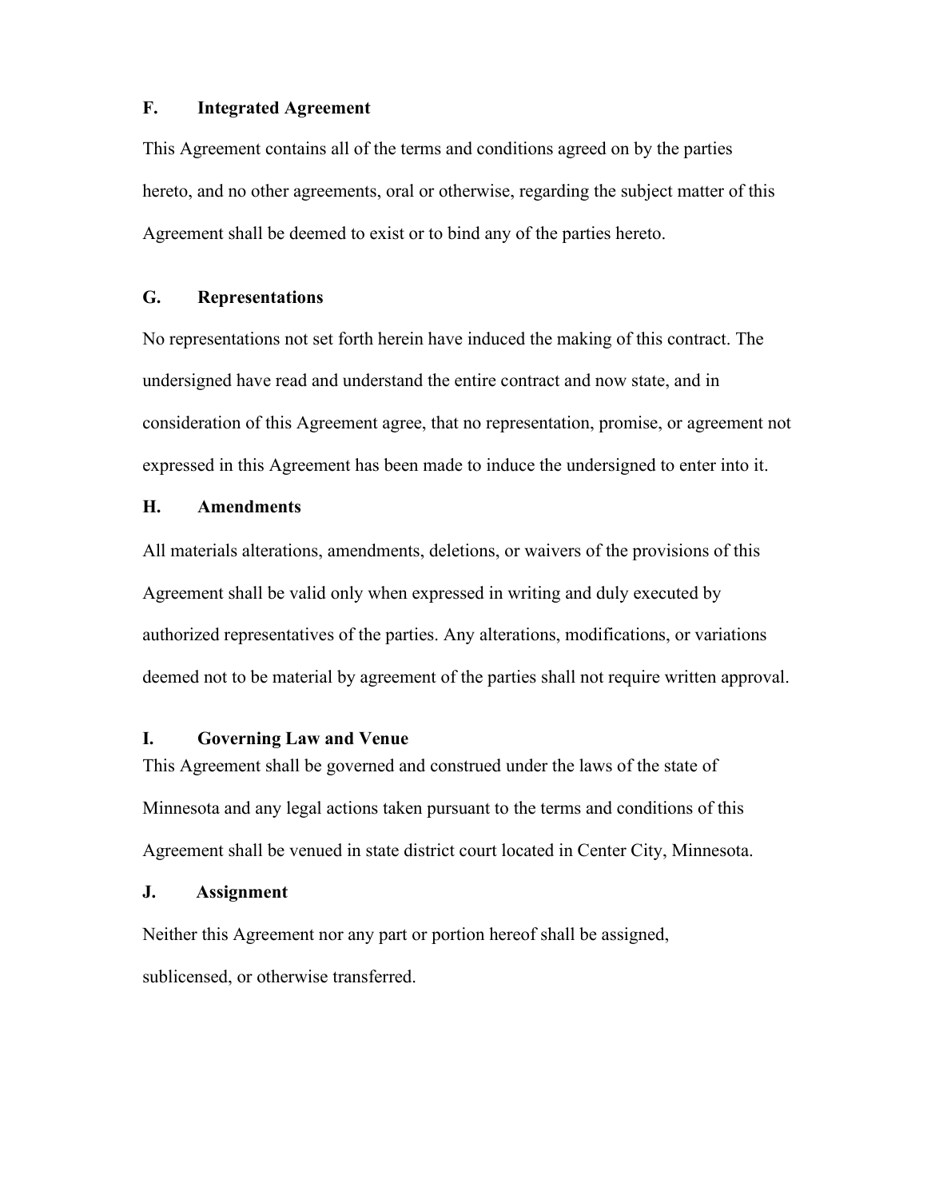### F. Integrated Agreement

This Agreement contains all of the terms and conditions agreed on by the parties hereto, and no other agreements, oral or otherwise, regarding the subject matter of this Agreement shall be deemed to exist or to bind any of the parties hereto.

### G. Representations

No representations not set forth herein have induced the making of this contract. The undersigned have read and understand the entire contract and now state, and in consideration of this Agreement agree, that no representation, promise, or agreement not expressed in this Agreement has been made to induce the undersigned to enter into it.

### H. Amendments

All materials alterations, amendments, deletions, or waivers of the provisions of this Agreement shall be valid only when expressed in writing and duly executed by authorized representatives of the parties. Any alterations, modifications, or variations deemed not to be material by agreement of the parties shall not require written approval.

### I. Governing Law and Venue

This Agreement shall be governed and construed under the laws of the state of Minnesota and any legal actions taken pursuant to the terms and conditions of this Agreement shall be venued in state district court located in Center City, Minnesota.

### J. Assignment

Neither this Agreement nor any part or portion hereof shall be assigned, sublicensed, or otherwise transferred.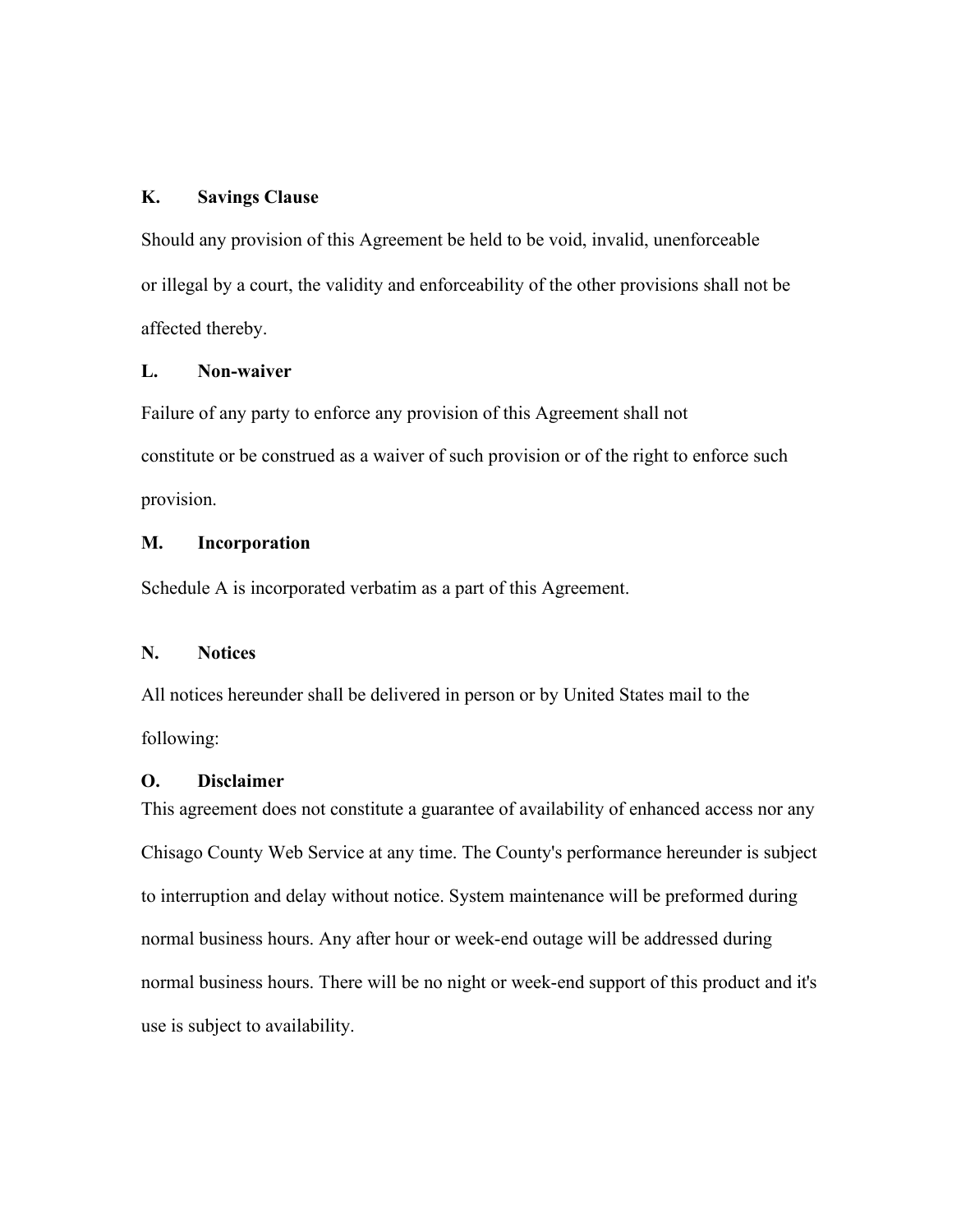**K. Savings Clause**

Should any provision of this Agreement be held to be void, invalid, unenforceable or illegal by a court, the validity and enforceability of the other provisions shall not be affected thereby.

**L. Non-waiver**

Failure of any party to enforce any provision of this Agreement shall not constitute or be construed as a waiver of such provision or of the right to enforce such provision.

**M. Incorporation**

Schedule A is incorporated verbatim as a part of this Agreement.

**N. Notices**

All notices hereunder shall be delivered in person or by United States mail to the following:

**O. Disclaimer**

This agreement does not constitute a guarantee of availability of enhanced access nor any Chisago County Web Service at any time. The County's performance hereunder is subject to interruption and delay without notice. System maintenance will be preformed during normal business hours. Any after hour or week-end outage will be addressed during normal business hours. There will be no night or week-end support of this product and it's use is subject to availability.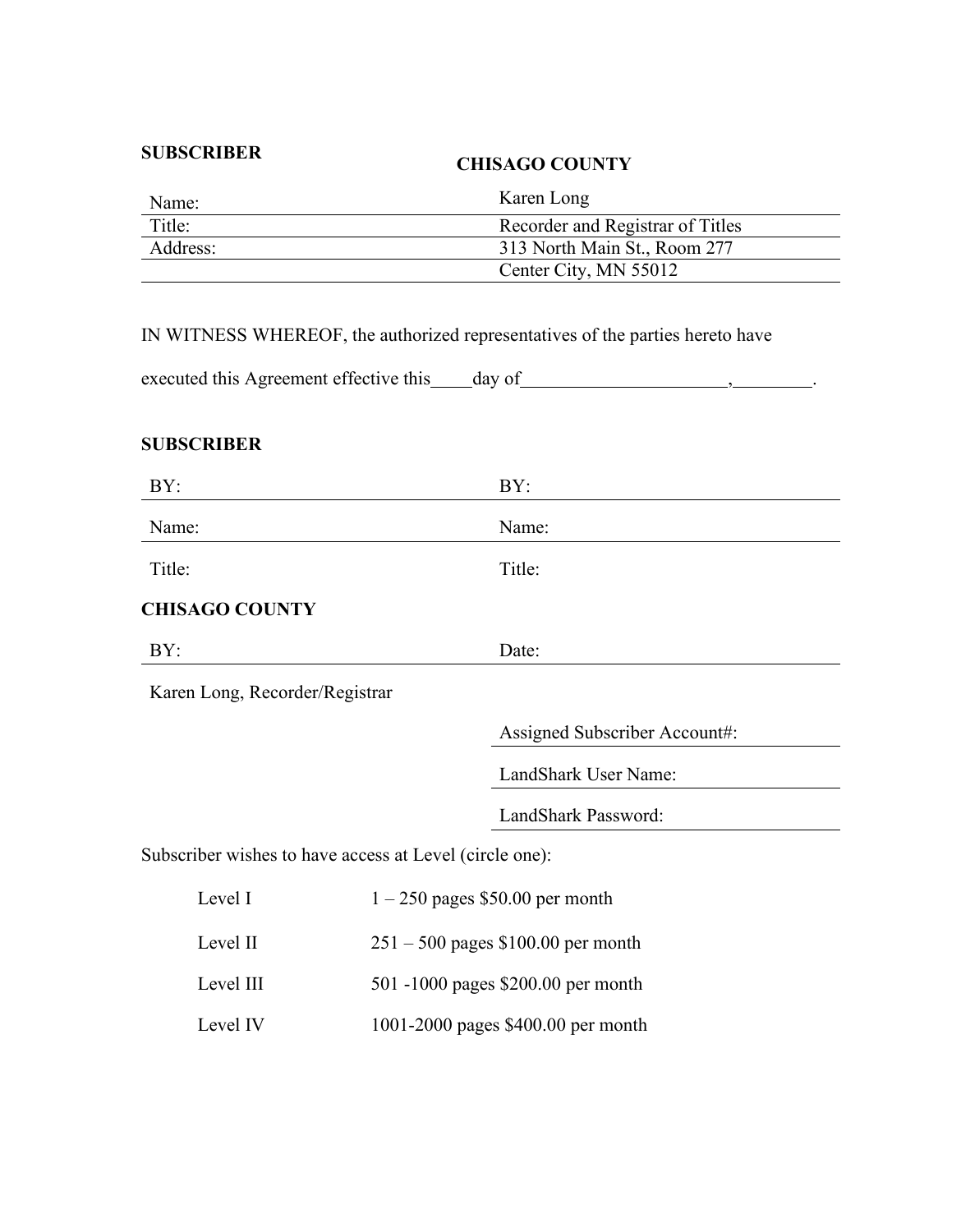| **SUBSCRIBER** | **CHISAGO COUNTY** |
|---|---|
| Name: | Karen Long |
| Title: | Recorder and Registrar of Titles |
| Address: | 313 North Main St., Room 277 |
| | Center City, MN 55012 |

IN WITNESS WHEREOF, the authorized representatives of the parties hereto have executed this Agreement effective this____day of_____________________,________.

**SUBSCRIBER**

| | |
|---|---|
| BY: | BY: |
| Name: | Name: |
| Title: | Title: |

**CHISAGO COUNTY**

| | |
|---|---|
| BY: | Date: |

Karen Long, Recorder/Registrar

Assigned Subscriber Account#:

LandShark User Name:

LandShark Password:

Subscriber wishes to have access at Level (circle one):

| | |
|---|---|
| Level I | 1 – 250 pages $50.00 per month |
| Level II | 251 – 500 pages $100.00 per month |
| Level III | 501 -1000 pages $200.00 per month |
| Level IV | 1001-2000 pages $400.00 per month |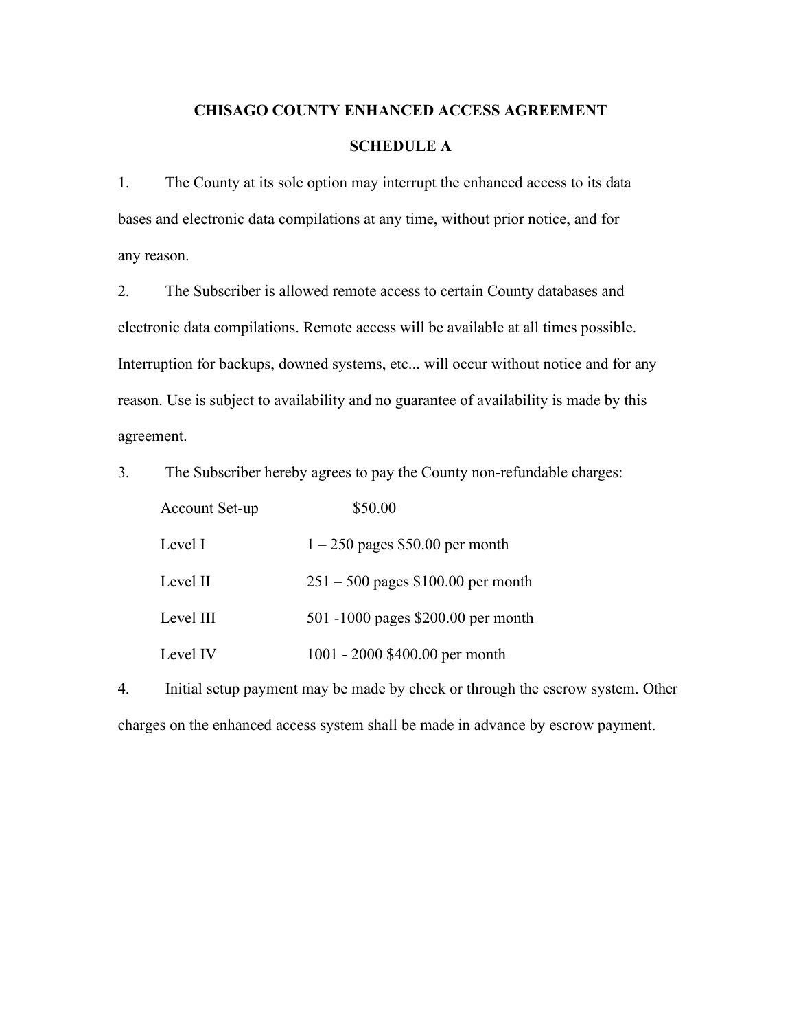# CHISAGO COUNTY ENHANCED ACCESS AGREEMENT

## SCHEDULE A

1. The County at its sole option may interrupt the enhanced access to its data bases and electronic data compilations at any time, without prior notice, and for any reason.

2. The Subscriber is allowed remote access to certain County databases and electronic data compilations. Remote access will be available at all times possible. Interruption for backups, downed systems, etc... will occur without notice and for any reason. Use is subject to availability and no guarantee of availability is made by this agreement.

3. The Subscriber hereby agrees to pay the County non-refundable charges:

| | |
|---|---|
| Account Set-up | $50.00 |
| Level I | 1 – 250 pages $50.00 per month |
| Level II | 251 – 500 pages $100.00 per month |
| Level III | 501 -1000 pages $200.00 per month |
| Level IV | 1001 - 2000 $400.00 per month |

4. Initial setup payment may be made by check or through the escrow system. Other charges on the enhanced access system shall be made in advance by escrow payment.